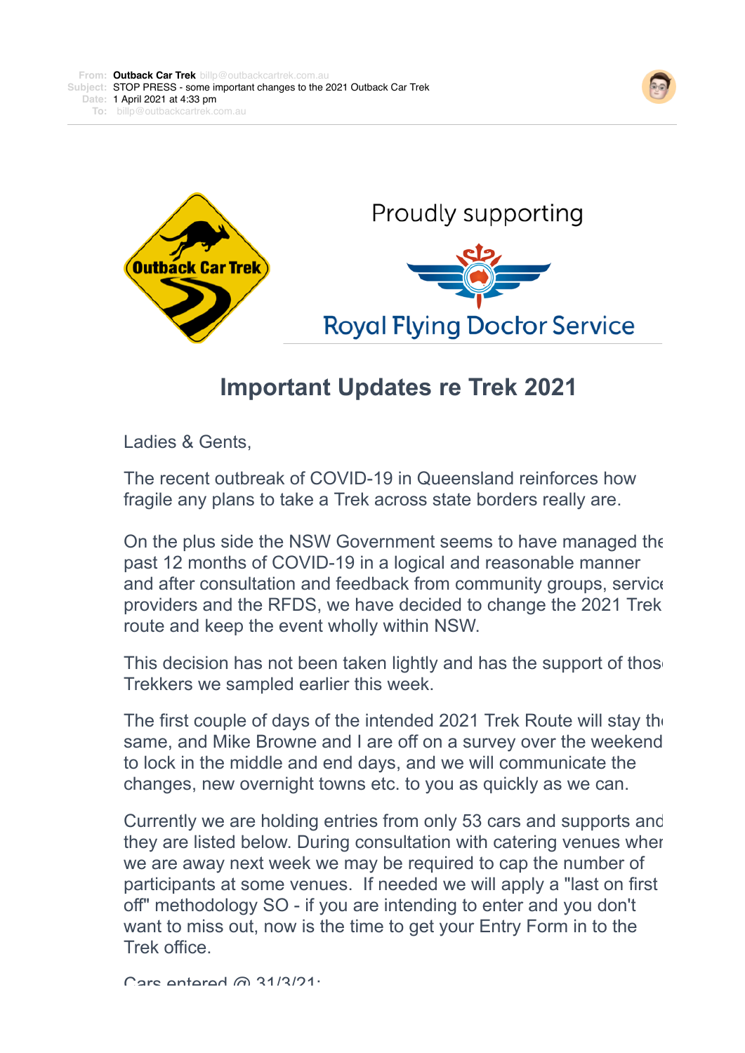**From:** Outback Car Trek billp@outbackcartrek.com.au
**Subject:** STOP PRESS - some important changes to the 2021 Outback Car Trek
**Date:** 1 April 2021 at 4:33 pm
**To:** billp@outbackcartrek.com.au

Outback Car Trek

Proudly supporting

Royal Flying Doctor Service

# Important Updates re Trek 2021

Ladies & Gents,

The recent outbreak of COVID-19 in Queensland reinforces how fragile any plans to take a Trek across state borders really are.

On the plus side the NSW Government seems to have managed the past 12 months of COVID-19 in a logical and reasonable manner and after consultation and feedback from community groups, service providers and the RFDS, we have decided to change the 2021 Trek route and keep the event wholly within NSW.

This decision has not been taken lightly and has the support of those Trekkers we sampled earlier this week.

The first couple of days of the intended 2021 Trek Route will stay the same, and Mike Browne and I are off on a survey over the weekend to lock in the middle and end days, and we will communicate the changes, new overnight towns etc. to you as quickly as we can.

Currently we are holding entries from only 53 cars and supports and they are listed below. During consultation with catering venues when we are away next week we may be required to cap the number of participants at some venues. If needed we will apply a "last on first off" methodology SO - if you are intending to enter and you don't want to miss out, now is the time to get your Entry Form in to the Trek office.

Cars entered @ 31/3/21: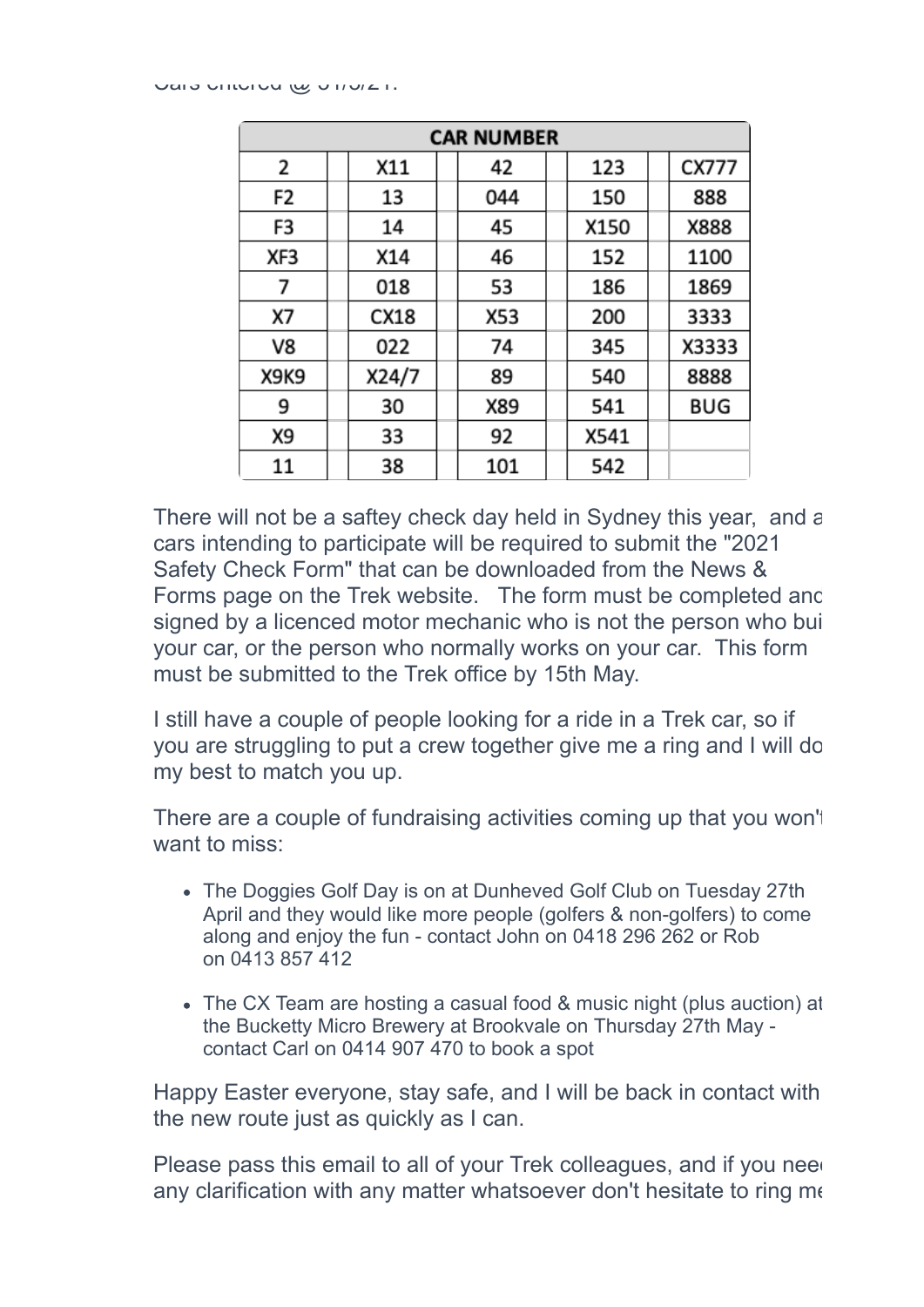Cars entered @ 31/3/21:

| CAR NUMBER | | | | |
|---|---|---|---|---|
| 2 | X11 | 42 | 123 | CX777 |
| F2 | 13 | 044 | 150 | 888 |
| F3 | 14 | 45 | X150 | X888 |
| XF3 | X14 | 46 | 152 | 1100 |
| 7 | 018 | 53 | 186 | 1869 |
| X7 | CX18 | X53 | 200 | 3333 |
| V8 | 022 | 74 | 345 | X3333 |
| X9K9 | X24/7 | 89 | 540 | 8888 |
| 9 | 30 | X89 | 541 | BUG |
| X9 | 33 | 92 | X541 | |
| 11 | 38 | 101 | 542 | |

There will not be a saftey check day held in Sydney this year, and a cars intending to participate will be required to submit the "2021 Safety Check Form" that can be downloaded from the News & Forms page on the Trek website. The form must be completed and signed by a licenced motor mechanic who is not the person who bui your car, or the person who normally works on your car. This form must be submitted to the Trek office by 15th May.

I still have a couple of people looking for a ride in a Trek car, so if you are struggling to put a crew together give me a ring and I will do my best to match you up.

There are a couple of fundraising activities coming up that you won't want to miss:

- The Doggies Golf Day is on at Dunheved Golf Club on Tuesday 27th April and they would like more people (golfers & non-golfers) to come along and enjoy the fun - contact John on 0418 296 262 or Rob on 0413 857 412
- The CX Team are hosting a casual food & music night (plus auction) at the Bucketty Micro Brewery at Brookvale on Thursday 27th May - contact Carl on 0414 907 470 to book a spot

Happy Easter everyone, stay safe, and I will be back in contact with the new route just as quickly as I can.

Please pass this email to all of your Trek colleagues, and if you need any clarification with any matter whatsoever don't hesitate to ring me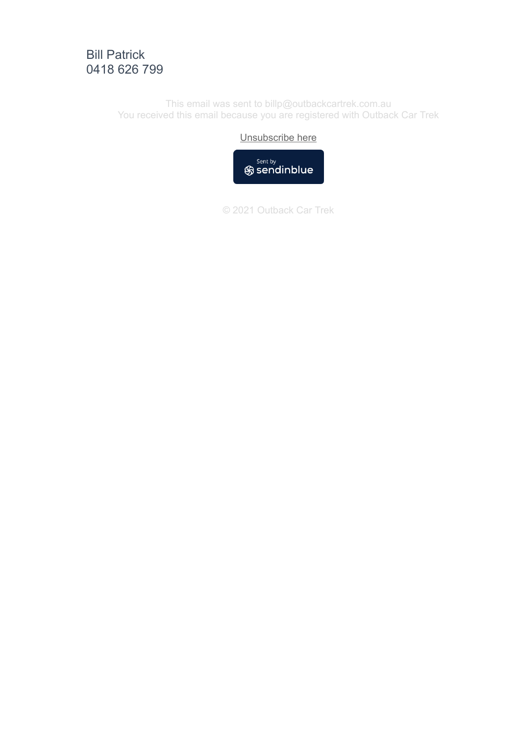Bill Patrick
0418 626 799

This email was sent to billp@outbackcartrek.com.au
You received this email because you are registered with Outback Car Trek

Unsubscribe here

Sent by sendinblue

© 2021 Outback Car Trek